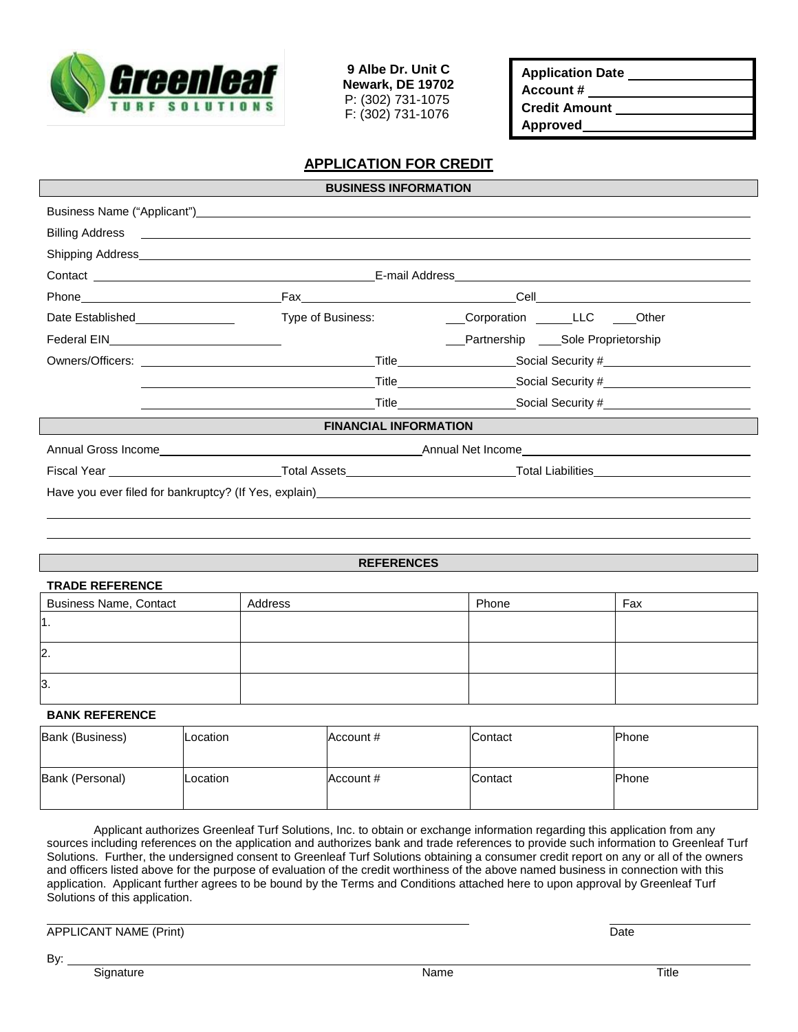**Greenleaf TURF SOLUTIONS**

**9 Albe Dr. Unit C**
**Newark, DE 19702**
P: (302) 731-1075
F: (302) 731-1076

**Application Date** ______________
**Account #** ______________
**Credit Amount** ______________
**Approved** ______________

## APPLICATION FOR CREDIT

### BUSINESS INFORMATION

Business Name ("Applicant") ______________________________

Billing Address ______________________________

Shipping Address ______________________________

Contact ______________________________ E-mail Address ______________________________

Phone ______________ Fax ______________ Cell ______________

Date Established ______________ Type of Business: ___Corporation ______LLC ____Other

Federal EIN ______________ ___Partnership ___Sole Proprietorship

Owners/Officers: ______________ Title ______________ Social Security # ______________

______________ Title ______________ Social Security # ______________

______________ Title ______________ Social Security # ______________

### FINANCIAL INFORMATION

Annual Gross Income ______________ Annual Net Income ______________

Fiscal Year ______________ Total Assets ______________ Total Liabilities ______________

Have you ever filed for bankruptcy? (If Yes, explain) ______________________________

______________________________

______________________________

### REFERENCES

**TRADE REFERENCE**

| Business Name, Contact | Address | Phone | Fax |
|---|---|---|---|
| 1. | | | |
| 2. | | | |
| 3. | | | |

**BANK REFERENCE**

| Bank (Business) | Location | Account # | Contact | Phone |
|---|---|---|---|---|
| Bank (Personal) | Location | Account # | Contact | Phone |

Applicant authorizes Greenleaf Turf Solutions, Inc. to obtain or exchange information regarding this application from any sources including references on the application and authorizes bank and trade references to provide such information to Greenleaf Turf Solutions. Further, the undersigned consent to Greenleaf Turf Solutions obtaining a consumer credit report on any or all of the owners and officers listed above for the purpose of evaluation of the credit worthiness of the above named business in connection with this application. Applicant further agrees to be bound by the Terms and Conditions attached here to upon approval by Greenleaf Turf Solutions of this application.

______________________________ ______________
APPLICANT NAME (Print) Date

By: ______________________________
Signature Name Title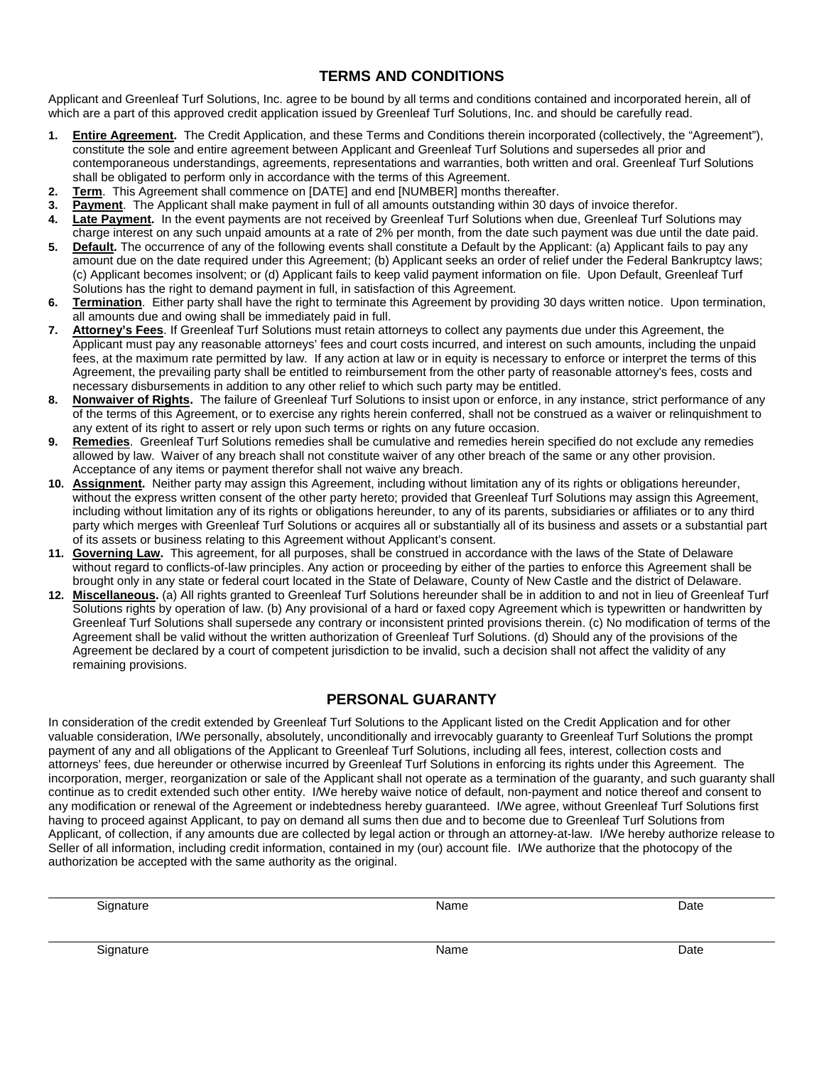## TERMS AND CONDITIONS

Applicant and Greenleaf Turf Solutions, Inc. agree to be bound by all terms and conditions contained and incorporated herein, all of which are a part of this approved credit application issued by Greenleaf Turf Solutions, Inc. and should be carefully read.

1. **Entire Agreement.** The Credit Application, and these Terms and Conditions therein incorporated (collectively, the "Agreement"), constitute the sole and entire agreement between Applicant and Greenleaf Turf Solutions and supersedes all prior and contemporaneous understandings, agreements, representations and warranties, both written and oral. Greenleaf Turf Solutions shall be obligated to perform only in accordance with the terms of this Agreement.
2. **Term**. This Agreement shall commence on [DATE] and end [NUMBER] months thereafter.
3. **Payment**. The Applicant shall make payment in full of all amounts outstanding within 30 days of invoice therefor.
4. **Late Payment.** In the event payments are not received by Greenleaf Turf Solutions when due, Greenleaf Turf Solutions may charge interest on any such unpaid amounts at a rate of 2% per month, from the date such payment was due until the date paid.
5. **Default.** The occurrence of any of the following events shall constitute a Default by the Applicant: (a) Applicant fails to pay any amount due on the date required under this Agreement; (b) Applicant seeks an order of relief under the Federal Bankruptcy laws; (c) Applicant becomes insolvent; or (d) Applicant fails to keep valid payment information on file. Upon Default, Greenleaf Turf Solutions has the right to demand payment in full, in satisfaction of this Agreement.
6. **Termination**. Either party shall have the right to terminate this Agreement by providing 30 days written notice. Upon termination, all amounts due and owing shall be immediately paid in full.
7. **Attorney's Fees**. If Greenleaf Turf Solutions must retain attorneys to collect any payments due under this Agreement, the Applicant must pay any reasonable attorneys' fees and court costs incurred, and interest on such amounts, including the unpaid fees, at the maximum rate permitted by law. If any action at law or in equity is necessary to enforce or interpret the terms of this Agreement, the prevailing party shall be entitled to reimbursement from the other party of reasonable attorney's fees, costs and necessary disbursements in addition to any other relief to which such party may be entitled.
8. **Nonwaiver of Rights.** The failure of Greenleaf Turf Solutions to insist upon or enforce, in any instance, strict performance of any of the terms of this Agreement, or to exercise any rights herein conferred, shall not be construed as a waiver or relinquishment to any extent of its right to assert or rely upon such terms or rights on any future occasion.
9. **Remedies**. Greenleaf Turf Solutions remedies shall be cumulative and remedies herein specified do not exclude any remedies allowed by law. Waiver of any breach shall not constitute waiver of any other breach of the same or any other provision. Acceptance of any items or payment therefor shall not waive any breach.
10. **Assignment.** Neither party may assign this Agreement, including without limitation any of its rights or obligations hereunder, without the express written consent of the other party hereto; provided that Greenleaf Turf Solutions may assign this Agreement, including without limitation any of its rights or obligations hereunder, to any of its parents, subsidiaries or affiliates or to any third party which merges with Greenleaf Turf Solutions or acquires all or substantially all of its business and assets or a substantial part of its assets or business relating to this Agreement without Applicant's consent.
11. **Governing Law.** This agreement, for all purposes, shall be construed in accordance with the laws of the State of Delaware without regard to conflicts-of-law principles. Any action or proceeding by either of the parties to enforce this Agreement shall be brought only in any state or federal court located in the State of Delaware, County of New Castle and the district of Delaware.
12. **Miscellaneous.** (a) All rights granted to Greenleaf Turf Solutions hereunder shall be in addition to and not in lieu of Greenleaf Turf Solutions rights by operation of law. (b) Any provisional of a hard or faxed copy Agreement which is typewritten or handwritten by Greenleaf Turf Solutions shall supersede any contrary or inconsistent printed provisions therein. (c) No modification of terms of the Agreement shall be valid without the written authorization of Greenleaf Turf Solutions. (d) Should any of the provisions of the Agreement be declared by a court of competent jurisdiction to be invalid, such a decision shall not affect the validity of any remaining provisions.

## PERSONAL GUARANTY

In consideration of the credit extended by Greenleaf Turf Solutions to the Applicant listed on the Credit Application and for other valuable consideration, I/We personally, absolutely, unconditionally and irrevocably guaranty to Greenleaf Turf Solutions the prompt payment of any and all obligations of the Applicant to Greenleaf Turf Solutions, including all fees, interest, collection costs and attorneys' fees, due hereunder or otherwise incurred by Greenleaf Turf Solutions in enforcing its rights under this Agreement. The incorporation, merger, reorganization or sale of the Applicant shall not operate as a termination of the guaranty, and such guaranty shall continue as to credit extended such other entity. I/We hereby waive notice of default, non-payment and notice thereof and consent to any modification or renewal of the Agreement or indebtedness hereby guaranteed. I/We agree, without Greenleaf Turf Solutions first having to proceed against Applicant, to pay on demand all sums then due and to become due to Greenleaf Turf Solutions from Applicant, of collection, if any amounts due are collected by legal action or through an attorney-at-law. I/We hereby authorize release to Seller of all information, including credit information, contained in my (our) account file. I/We authorize that the photocopy of the authorization be accepted with the same authority as the original.

| | | |
|---|---|---|
| Signature | Name | Date |
| Signature | Name | Date |